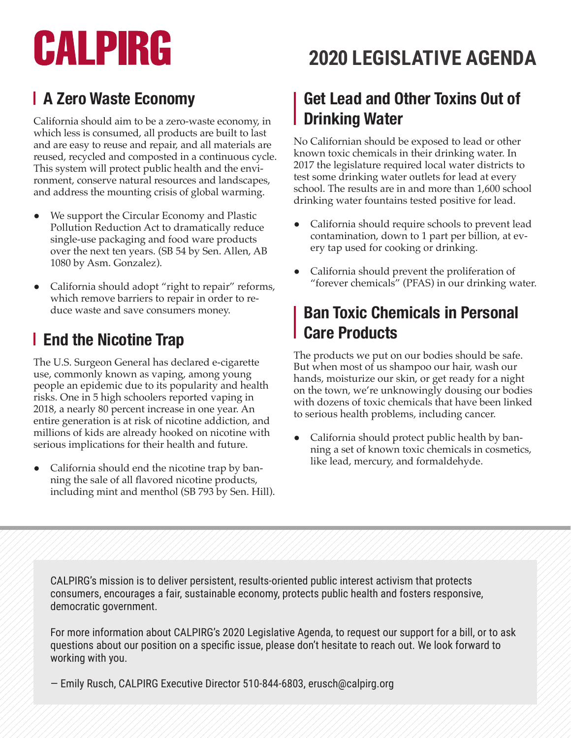# CALPIRG

# 2020 LEGISLATIVE AGENDA

## A Zero Waste Economy

California should aim to be a zero-waste economy, in which less is consumed, all products are built to last and are easy to reuse and repair, and all materials are reused, recycled and composted in a continuous cycle. This system will protect public health and the environment, conserve natural resources and landscapes, and address the mounting crisis of global warming.

- We support the Circular Economy and Plastic Pollution Reduction Act to dramatically reduce single-use packaging and food ware products over the next ten years. (SB 54 by Sen. Allen, AB 1080 by Asm. Gonzalez).
- California should adopt "right to repair" reforms, which remove barriers to repair in order to reduce waste and save consumers money.

## End the Nicotine Trap

The U.S. Surgeon General has declared e-cigarette use, commonly known as vaping, among young people an epidemic due to its popularity and health risks. One in 5 high schoolers reported vaping in 2018, a nearly 80 percent increase in one year. An entire generation is at risk of nicotine addiction, and millions of kids are already hooked on nicotine with serious implications for their health and future.

- California should end the nicotine trap by banning the sale of all flavored nicotine products, including mint and menthol (SB 793 by Sen. Hill).

## Get Lead and Other Toxins Out of Drinking Water

No Californian should be exposed to lead or other known toxic chemicals in their drinking water. In 2017 the legislature required local water districts to test some drinking water outlets for lead at every school. The results are in and more than 1,600 school drinking water fountains tested positive for lead.

- California should require schools to prevent lead contamination, down to 1 part per billion, at every tap used for cooking or drinking.
- California should prevent the proliferation of "forever chemicals" (PFAS) in our drinking water.

## Ban Toxic Chemicals in Personal Care Products

The products we put on our bodies should be safe. But when most of us shampoo our hair, wash our hands, moisturize our skin, or get ready for a night on the town, we're unknowingly dousing our bodies with dozens of toxic chemicals that have been linked to serious health problems, including cancer.

- California should protect public health by banning a set of known toxic chemicals in cosmetics, like lead, mercury, and formaldehyde.

---

CALPIRG's mission is to deliver persistent, results-oriented public interest activism that protects consumers, encourages a fair, sustainable economy, protects public health and fosters responsive, democratic government.

For more information about CALPIRG's 2020 Legislative Agenda, to request our support for a bill, or to ask questions about our position on a specific issue, please don't hesitate to reach out. We look forward to working with you.

— Emily Rusch, CALPIRG Executive Director 510-844-6803, erusch@calpirg.org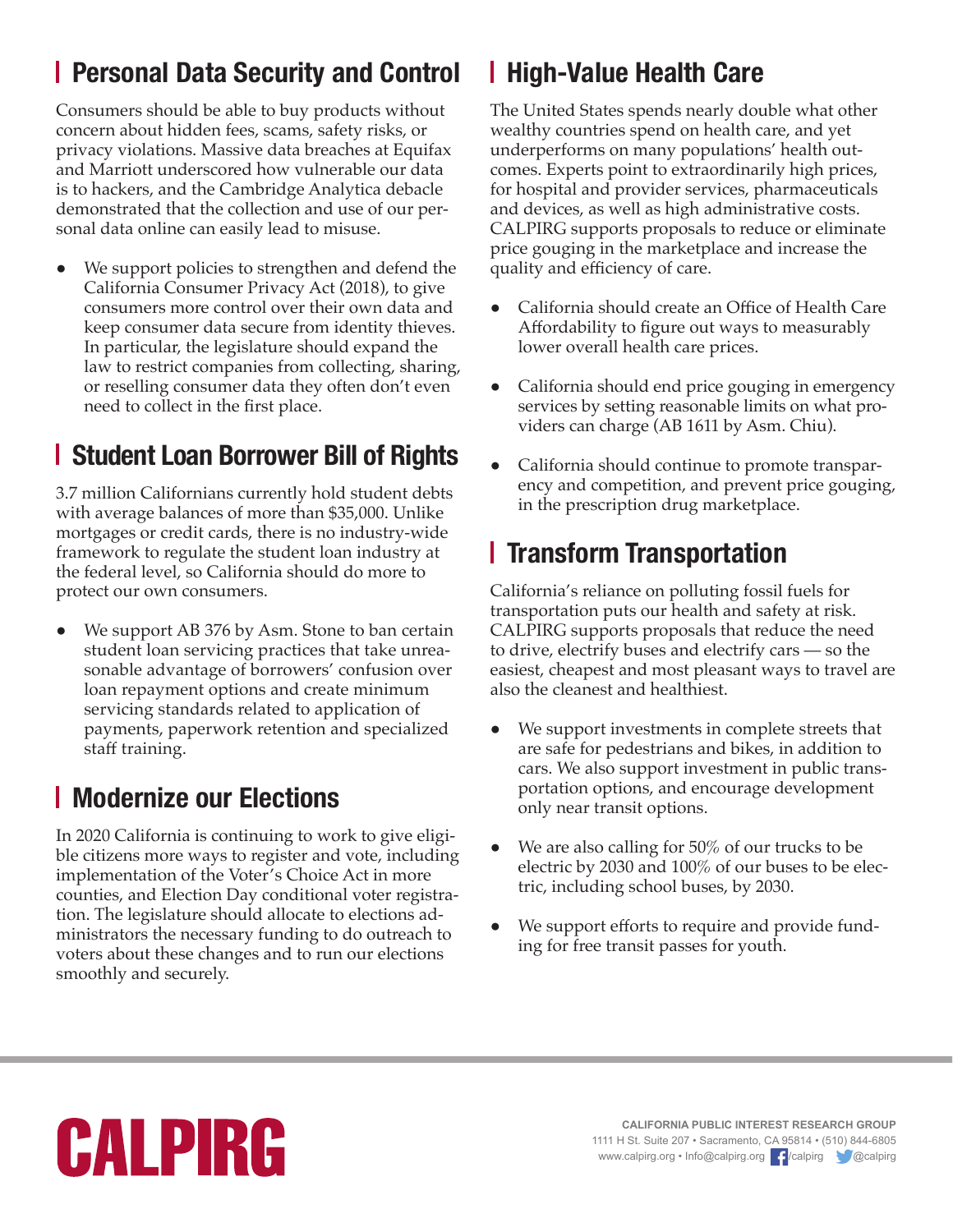## Personal Data Security and Control

Consumers should be able to buy products without concern about hidden fees, scams, safety risks, or privacy violations. Massive data breaches at Equifax and Marriott underscored how vulnerable our data is to hackers, and the Cambridge Analytica debacle demonstrated that the collection and use of our personal data online can easily lead to misuse.

- We support policies to strengthen and defend the California Consumer Privacy Act (2018), to give consumers more control over their own data and keep consumer data secure from identity thieves. In particular, the legislature should expand the law to restrict companies from collecting, sharing, or reselling consumer data they often don't even need to collect in the first place.

## Student Loan Borrower Bill of Rights

3.7 million Californians currently hold student debts with average balances of more than $35,000. Unlike mortgages or credit cards, there is no industry-wide framework to regulate the student loan industry at the federal level, so California should do more to protect our own consumers.

- We support AB 376 by Asm. Stone to ban certain student loan servicing practices that take unreasonable advantage of borrowers' confusion over loan repayment options and create minimum servicing standards related to application of payments, paperwork retention and specialized staff training.

## Modernize our Elections

In 2020 California is continuing to work to give eligible citizens more ways to register and vote, including implementation of the Voter's Choice Act in more counties, and Election Day conditional voter registration. The legislature should allocate to elections administrators the necessary funding to do outreach to voters about these changes and to run our elections smoothly and securely.

## High-Value Health Care

The United States spends nearly double what other wealthy countries spend on health care, and yet underperforms on many populations' health outcomes. Experts point to extraordinarily high prices, for hospital and provider services, pharmaceuticals and devices, as well as high administrative costs. CALPIRG supports proposals to reduce or eliminate price gouging in the marketplace and increase the quality and efficiency of care.

- California should create an Office of Health Care Affordability to figure out ways to measurably lower overall health care prices.
- California should end price gouging in emergency services by setting reasonable limits on what providers can charge (AB 1611 by Asm. Chiu).
- California should continue to promote transparency and competition, and prevent price gouging, in the prescription drug marketplace.

## Transform Transportation

California's reliance on polluting fossil fuels for transportation puts our health and safety at risk. CALPIRG supports proposals that reduce the need to drive, electrify buses and electrify cars — so the easiest, cheapest and most pleasant ways to travel are also the cleanest and healthiest.

- We support investments in complete streets that are safe for pedestrians and bikes, in addition to cars. We also support investment in public transportation options, and encourage development only near transit options.
- We are also calling for 50% of our trucks to be electric by 2030 and 100% of our buses to be electric, including school buses, by 2030.
- We support efforts to require and provide funding for free transit passes for youth.

CALPIRG

CALIFORNIA PUBLIC INTEREST RESEARCH GROUP
1111 H St. Suite 207 • Sacramento, CA 95814 • (510) 844-6805
www.calpirg.org • Info@calpirg.org /calpirg @calpirg